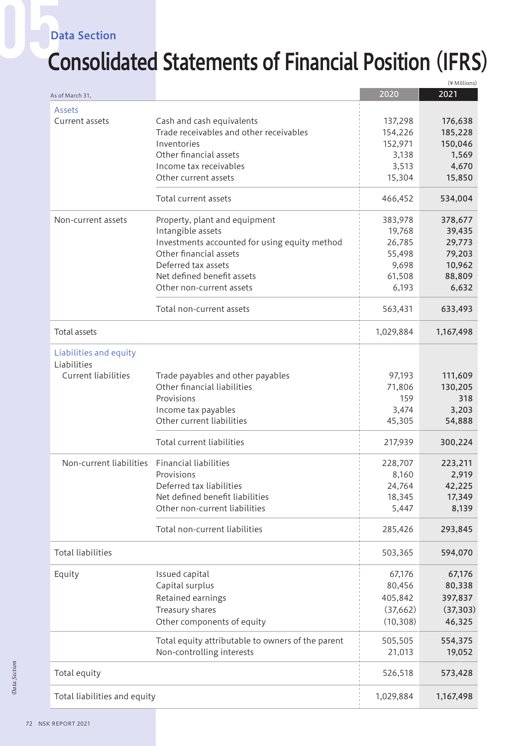Data Section

# Consolidated Statements of Financial Position (IFRS)

(¥ Millions)

| As of March 31, | | 2020 | 2021 |
|---|---|---|---|
| **Assets** | | | |
| Current assets | Cash and cash equivalents | 137,298 | 176,638 |
| | Trade receivables and other receivables | 154,226 | 185,228 |
| | Inventories | 152,971 | 150,046 |
| | Other financial assets | 3,138 | 1,569 |
| | Income tax receivables | 3,513 | 4,670 |
| | Other current assets | 15,304 | 15,850 |
| | Total current assets | 466,452 | 534,004 |
| Non-current assets | Property, plant and equipment | 383,978 | 378,677 |
| | Intangible assets | 19,768 | 39,435 |
| | Investments accounted for using equity method | 26,785 | 29,773 |
| | Other financial assets | 55,498 | 79,203 |
| | Deferred tax assets | 9,698 | 10,962 |
| | Net defined benefit assets | 61,508 | 88,809 |
| | Other non-current assets | 6,193 | 6,632 |
| | Total non-current assets | 563,431 | 633,493 |
| Total assets | | 1,029,884 | 1,167,498 |
| **Liabilities and equity** | | | |
| Liabilities | | | |
| Current liabilities | Trade payables and other payables | 97,193 | 111,609 |
| | Other financial liabilities | 71,806 | 130,205 |
| | Provisions | 159 | 318 |
| | Income tax payables | 3,474 | 3,203 |
| | Other current liabilities | 45,305 | 54,888 |
| | Total current liabilities | 217,939 | 300,224 |
| Non-current liabilities | Financial liabilities | 228,707 | 223,211 |
| | Provisions | 8,160 | 2,919 |
| | Deferred tax liabilities | 24,764 | 42,225 |
| | Net defined benefit liabilities | 18,345 | 17,349 |
| | Other non-current liabilities | 5,447 | 8,139 |
| | Total non-current liabilities | 285,426 | 293,845 |
| Total liabilities | | 503,365 | 594,070 |
| Equity | Issued capital | 67,176 | 67,176 |
| | Capital surplus | 80,456 | 80,338 |
| | Retained earnings | 405,842 | 397,837 |
| | Treasury shares | (37,662) | (37,303) |
| | Other components of equity | (10,308) | 46,325 |
| | Total equity attributable to owners of the parent | 505,505 | 554,375 |
| | Non-controlling interests | 21,013 | 19,052 |
| Total equity | | 526,518 | 573,428 |
| Total liabilities and equity | | 1,029,884 | 1,167,498 |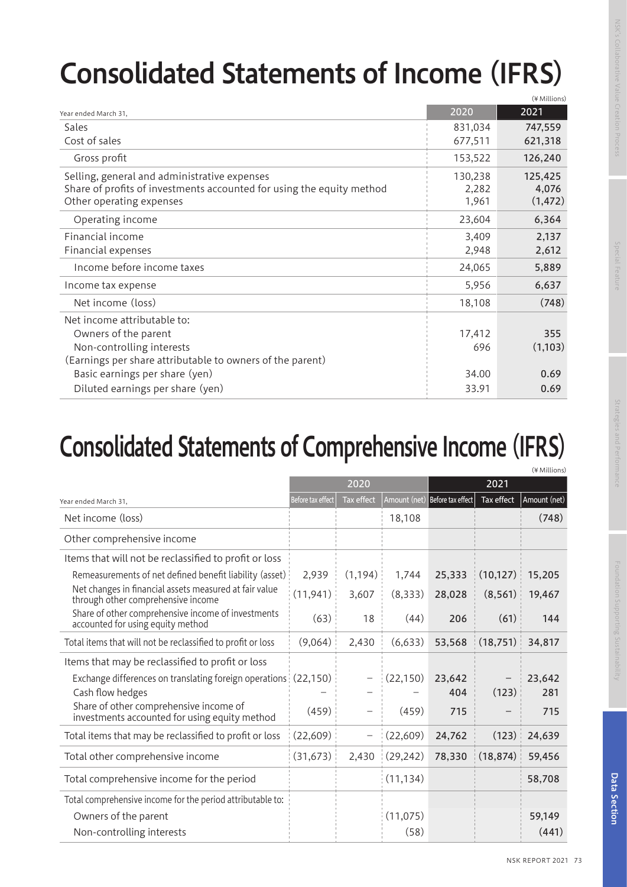# Consolidated Statements of Income (IFRS)

(¥ Millions)

| Year ended March 31, | 2020 | 2021 |
|---|---|---|
| Sales | 831,034 | 747,559 |
| Cost of sales | 677,511 | 621,318 |
| Gross profit | 153,522 | 126,240 |
| Selling, general and administrative expenses | 130,238 | 125,425 |
| Share of profits of investments accounted for using the equity method | 2,282 | 4,076 |
| Other operating expenses | 1,961 | (1,472) |
| Operating income | 23,604 | 6,364 |
| Financial income | 3,409 | 2,137 |
| Financial expenses | 2,948 | 2,612 |
| Income before income taxes | 24,065 | 5,889 |
| Income tax expense | 5,956 | 6,637 |
| Net income (loss) | 18,108 | (748) |
| Net income attributable to: | | |
| Owners of the parent | 17,412 | 355 |
| Non-controlling interests | 696 | (1,103) |
| (Earnings per share attributable to owners of the parent) | | |
| Basic earnings per share (yen) | 34.00 | 0.69 |
| Diluted earnings per share (yen) | 33.91 | 0.69 |

# Consolidated Statements of Comprehensive Income (IFRS)

(¥ Millions)

| | 2020 | | | 2021 | | |
|---|---|---|---|---|---|---|
| Year ended March 31, | Before tax effect | Tax effect | Amount (net) | Before tax effect | Tax effect | Amount (net) |
| Net income (loss) | | | 18,108 | | | (748) |
| Other comprehensive income | | | | | | |
| Items that will not be reclassified to profit or loss | | | | | | |
| Remeasurements of net defined benefit liability (asset) | 2,939 | (1,194) | 1,744 | 25,333 | (10,127) | 15,205 |
| Net changes in financial assets measured at fair value through other comprehensive income | (11,941) | 3,607 | (8,333) | 28,028 | (8,561) | 19,467 |
| Share of other comprehensive income of investments accounted for using equity method | (63) | 18 | (44) | 206 | (61) | 144 |
| Total items that will not be reclassified to profit or loss | (9,064) | 2,430 | (6,633) | 53,568 | (18,751) | 34,817 |
| Items that may be reclassified to profit or loss | | | | | | |
| Exchange differences on translating foreign operations | (22,150) | – | (22,150) | 23,642 | – | 23,642 |
| Cash flow hedges | – | – | – | 404 | (123) | 281 |
| Share of other comprehensive income of investments accounted for using equity method | (459) | – | (459) | 715 | – | 715 |
| Total items that may be reclassified to profit or loss | (22,609) | – | (22,609) | 24,762 | (123) | 24,639 |
| Total other comprehensive income | (31,673) | 2,430 | (29,242) | 78,330 | (18,874) | 59,456 |
| Total comprehensive income for the period | | | (11,134) | | | 58,708 |
| Total comprehensive income for the period attributable to: | | | | | | |
| Owners of the parent | | | (11,075) | | | 59,149 |
| Non-controlling interests | | | (58) | | | (441) |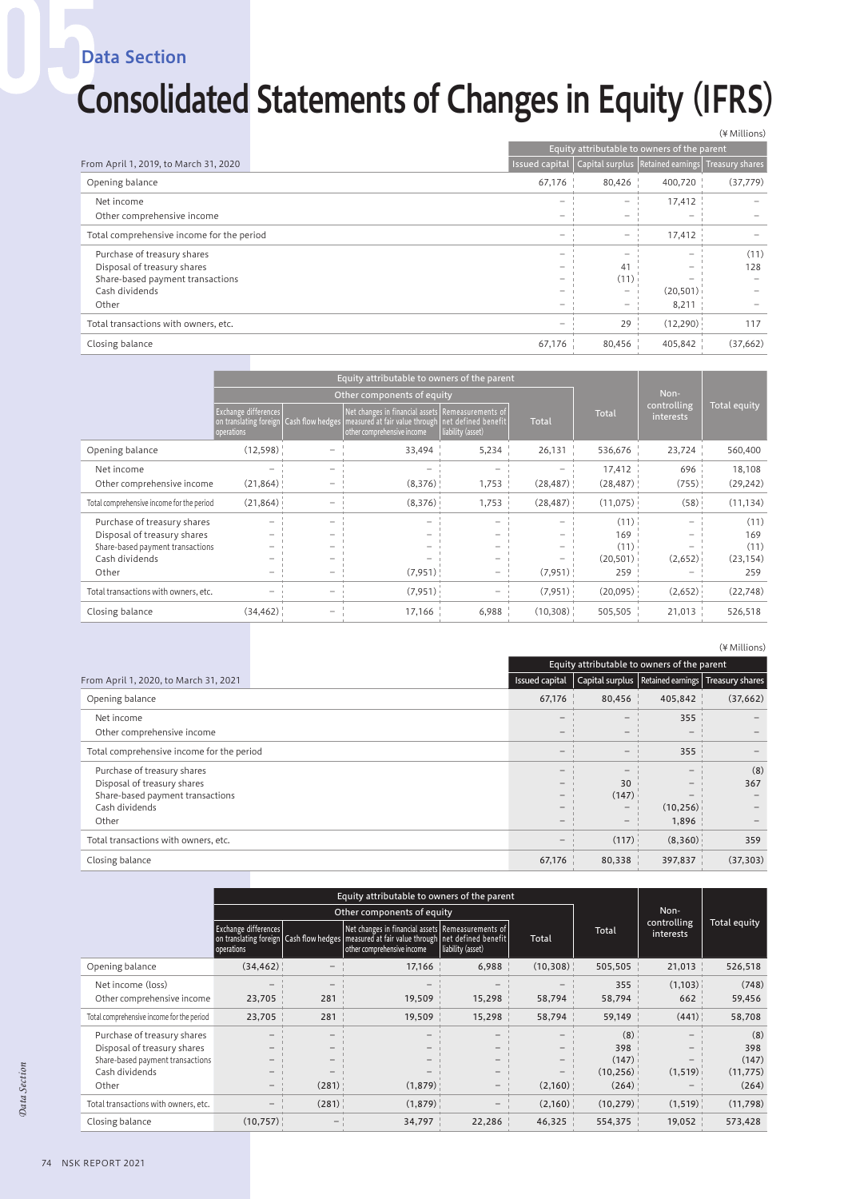## Data Section

# Consolidated Statements of Changes in Equity (IFRS)

(¥ Millions)

| From April 1, 2019, to March 31, 2020 | Equity attributable to owners of the parent | | | |
|---|---|---|---|---|
| | Issued capital | Capital surplus | Retained earnings | Treasury shares |
| Opening balance | 67,176 | 80,426 | 400,720 | (37,779) |
| Net income | – | – | 17,412 | – |
| Other comprehensive income | – | – | – | – |
| Total comprehensive income for the period | – | – | 17,412 | – |
| Purchase of treasury shares | – | – | – | (11) |
| Disposal of treasury shares | – | 41 | – | 128 |
| Share-based payment transactions | – | (11) | – | – |
| Cash dividends | – | – | (20,501) | – |
| Other | – | – | 8,211 | – |
| Total transactions with owners, etc. | – | 29 | (12,290) | 117 |
| Closing balance | 67,176 | 80,456 | 405,842 | (37,662) |

| | Equity attributable to owners of the parent | | | | | | Non-controlling interests | Total equity |
|---|---|---|---|---|---|---|---|---|
| | Other components of equity | | | | | Total | | |
| | Exchange differences on translating foreign operations | Cash flow hedges | Net changes in financial assets measured at fair value through other comprehensive income | Remeasurements of net defined benefit liability (asset) | Total | | | |
| Opening balance | (12,598) | – | 33,494 | 5,234 | 26,131 | 536,676 | 23,724 | 560,400 |
| Net income | – | – | – | – | – | 17,412 | 696 | 18,108 |
| Other comprehensive income | (21,864) | – | (8,376) | 1,753 | (28,487) | (28,487) | (755) | (29,242) |
| Total comprehensive income for the period | (21,864) | – | (8,376) | 1,753 | (28,487) | (11,075) | (58) | (11,134) |
| Purchase of treasury shares | – | – | – | – | – | (11) | – | (11) |
| Disposal of treasury shares | – | – | – | – | – | 169 | – | 169 |
| Share-based payment transactions | – | – | – | – | – | (11) | – | (11) |
| Cash dividends | – | – | – | – | – | (20,501) | (2,652) | (23,154) |
| Other | – | – | (7,951) | – | (7,951) | 259 | – | 259 |
| Total transactions with owners, etc. | – | – | (7,951) | – | (7,951) | (20,095) | (2,652) | (22,748) |
| Closing balance | (34,462) | – | 17,166 | 6,988 | (10,308) | 505,505 | 21,013 | 526,518 |

(¥ Millions)

| From April 1, 2020, to March 31, 2021 | Equity attributable to owners of the parent | | | |
|---|---|---|---|---|
| | Issued capital | Capital surplus | Retained earnings | Treasury shares |
| Opening balance | 67,176 | 80,456 | 405,842 | (37,662) |
| Net income | – | – | 355 | – |
| Other comprehensive income | – | – | – | – |
| Total comprehensive income for the period | – | – | 355 | – |
| Purchase of treasury shares | – | – | – | (8) |
| Disposal of treasury shares | – | 30 | – | 367 |
| Share-based payment transactions | – | (147) | – | – |
| Cash dividends | – | – | (10,256) | – |
| Other | – | – | 1,896 | – |
| Total transactions with owners, etc. | – | (117) | (8,360) | 359 |
| Closing balance | 67,176 | 80,338 | 397,837 | (37,303) |

| | Equity attributable to owners of the parent | | | | | | Non-controlling interests | Total equity |
|---|---|---|---|---|---|---|---|---|
| | Other components of equity | | | | | Total | | |
| | Exchange differences on translating foreign operations | Cash flow hedges | Net changes in financial assets measured at fair value through other comprehensive income | Remeasurements of net defined benefit liability (asset) | Total | | | |
| Opening balance | (34,462) | – | 17,166 | 6,988 | (10,308) | 505,505 | 21,013 | 526,518 |
| Net income (loss) | – | – | – | – | – | 355 | (1,103) | (748) |
| Other comprehensive income | 23,705 | 281 | 19,509 | 15,298 | 58,794 | 58,794 | 662 | 59,456 |
| Total comprehensive income for the period | 23,705 | 281 | 19,509 | 15,298 | 58,794 | 59,149 | (441) | 58,708 |
| Purchase of treasury shares | – | – | – | – | – | (8) | – | (8) |
| Disposal of treasury shares | – | – | – | – | – | 398 | – | 398 |
| Share-based payment transactions | – | – | – | – | – | (147) | – | (147) |
| Cash dividends | – | – | – | – | – | (10,256) | (1,519) | (11,775) |
| Other | – | (281) | (1,879) | – | (2,160) | (264) | – | (264) |
| Total transactions with owners, etc. | – | (281) | (1,879) | – | (2,160) | (10,279) | (1,519) | (11,798) |
| Closing balance | (10,757) | – | 34,797 | 22,286 | 46,325 | 554,375 | 19,052 | 573,428 |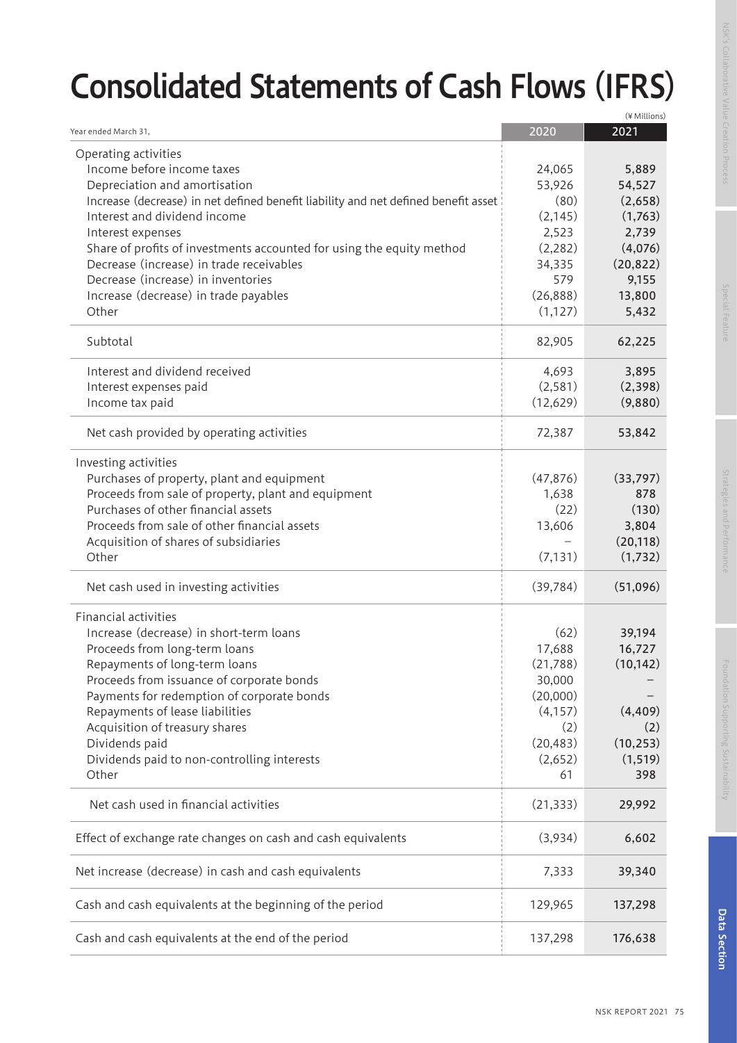# Consolidated Statements of Cash Flows (IFRS)

(¥ Millions)

| Year ended March 31, | 2020 | 2021 |
|---|---|---|
| Operating activities | | |
| Income before income taxes | 24,065 | 5,889 |
| Depreciation and amortisation | 53,926 | 54,527 |
| Increase (decrease) in net defined benefit liability and net defined benefit asset | (80) | (2,658) |
| Interest and dividend income | (2,145) | (1,763) |
| Interest expenses | 2,523 | 2,739 |
| Share of profits of investments accounted for using the equity method | (2,282) | (4,076) |
| Decrease (increase) in trade receivables | 34,335 | (20,822) |
| Decrease (increase) in inventories | 579 | 9,155 |
| Increase (decrease) in trade payables | (26,888) | 13,800 |
| Other | (1,127) | 5,432 |
| Subtotal | 82,905 | 62,225 |
| Interest and dividend received | 4,693 | 3,895 |
| Interest expenses paid | (2,581) | (2,398) |
| Income tax paid | (12,629) | (9,880) |
| Net cash provided by operating activities | 72,387 | 53,842 |
| Investing activities | | |
| Purchases of property, plant and equipment | (47,876) | (33,797) |
| Proceeds from sale of property, plant and equipment | 1,638 | 878 |
| Purchases of other financial assets | (22) | (130) |
| Proceeds from sale of other financial assets | 13,606 | 3,804 |
| Acquisition of shares of subsidiaries | – | (20,118) |
| Other | (7,131) | (1,732) |
| Net cash used in investing activities | (39,784) | (51,096) |
| Financial activities | | |
| Increase (decrease) in short-term loans | (62) | 39,194 |
| Proceeds from long-term loans | 17,688 | 16,727 |
| Repayments of long-term loans | (21,788) | (10,142) |
| Proceeds from issuance of corporate bonds | 30,000 | – |
| Payments for redemption of corporate bonds | (20,000) | – |
| Repayments of lease liabilities | (4,157) | (4,409) |
| Acquisition of treasury shares | (2) | (2) |
| Dividends paid | (20,483) | (10,253) |
| Dividends paid to non-controlling interests | (2,652) | (1,519) |
| Other | 61 | 398 |
| Net cash used in financial activities | (21,333) | 29,992 |
| Effect of exchange rate changes on cash and cash equivalents | (3,934) | 6,602 |
| Net increase (decrease) in cash and cash equivalents | 7,333 | 39,340 |
| Cash and cash equivalents at the beginning of the period | 129,965 | 137,298 |
| Cash and cash equivalents at the end of the period | 137,298 | 176,638 |